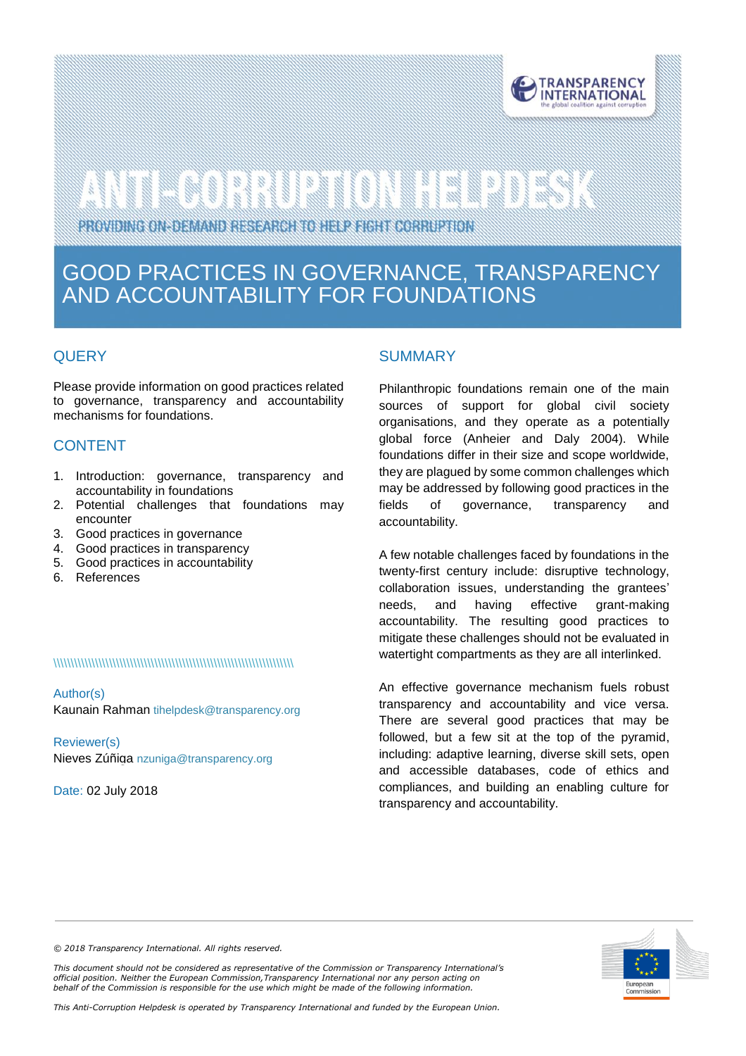# ANTI-CORRUPTION HELPDESK

PROVIDING ON-DEMAND RESEARCH TO HELP FIGHT CORRUPTION

# GOOD PRACTICES IN GOVERNANCE, TRANSPARENCY AND ACCOUNTABILITY FOR FOUNDATIONS

## QUERY

Please provide information on good practices related to governance, transparency and accountability mechanisms for foundations.

## CONTENT

1. Introduction: governance, transparency and accountability in foundations
2. Potential challenges that foundations may encounter
3. Good practices in governance
4. Good practices in transparency
5. Good practices in accountability
6. References

Author(s)
Kaunain Rahman tihelpdesk@transparency.org

Reviewer(s)
Nieves Zúñiga nzuniga@transparency.org

Date: 02 July 2018

## SUMMARY

Philanthropic foundations remain one of the main sources of support for global civil society organisations, and they operate as a potentially global force (Anheier and Daly 2004). While foundations differ in their size and scope worldwide, they are plagued by some common challenges which may be addressed by following good practices in the fields of governance, transparency and accountability.

A few notable challenges faced by foundations in the twenty-first century include: disruptive technology, collaboration issues, understanding the grantees' needs, and having effective grant-making accountability. The resulting good practices to mitigate these challenges should not be evaluated in watertight compartments as they are all interlinked.

An effective governance mechanism fuels robust transparency and accountability and vice versa. There are several good practices that may be followed, but a few sit at the top of the pyramid, including: adaptive learning, diverse skill sets, open and accessible databases, code of ethics and compliances, and building an enabling culture for transparency and accountability.

*© 2018 Transparency International. All rights reserved.*

*This document should not be considered as representative of the Commission or Transparency International's official position. Neither the European Commission, Transparency International nor any person acting on behalf of the Commission is responsible for the use which might be made of the following information.*

*This Anti-Corruption Helpdesk is operated by Transparency International and funded by the European Union.*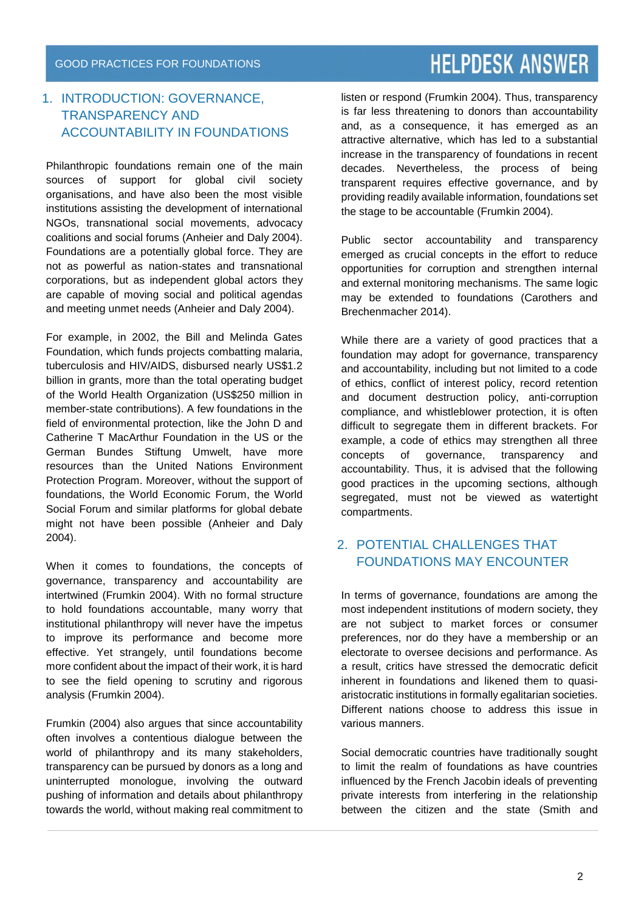## 1. INTRODUCTION: GOVERNANCE, TRANSPARENCY AND ACCOUNTABILITY IN FOUNDATIONS

Philanthropic foundations remain one of the main sources of support for global civil society organisations, and have also been the most visible institutions assisting the development of international NGOs, transnational social movements, advocacy coalitions and social forums (Anheier and Daly 2004). Foundations are a potentially global force. They are not as powerful as nation-states and transnational corporations, but as independent global actors they are capable of moving social and political agendas and meeting unmet needs (Anheier and Daly 2004).

For example, in 2002, the Bill and Melinda Gates Foundation, which funds projects combatting malaria, tuberculosis and HIV/AIDS, disbursed nearly US$1.2 billion in grants, more than the total operating budget of the World Health Organization (US$250 million in member-state contributions). A few foundations in the field of environmental protection, like the John D and Catherine T MacArthur Foundation in the US or the German Bundes Stiftung Umwelt, have more resources than the United Nations Environment Protection Program. Moreover, without the support of foundations, the World Economic Forum, the World Social Forum and similar platforms for global debate might not have been possible (Anheier and Daly 2004).

When it comes to foundations, the concepts of governance, transparency and accountability are intertwined (Frumkin 2004). With no formal structure to hold foundations accountable, many worry that institutional philanthropy will never have the impetus to improve its performance and become more effective. Yet strangely, until foundations become more confident about the impact of their work, it is hard to see the field opening to scrutiny and rigorous analysis (Frumkin 2004).

Frumkin (2004) also argues that since accountability often involves a contentious dialogue between the world of philanthropy and its many stakeholders, transparency can be pursued by donors as a long and uninterrupted monologue, involving the outward pushing of information and details about philanthropy towards the world, without making real commitment to listen or respond (Frumkin 2004). Thus, transparency is far less threatening to donors than accountability and, as a consequence, it has emerged as an attractive alternative, which has led to a substantial increase in the transparency of foundations in recent decades. Nevertheless, the process of being transparent requires effective governance, and by providing readily available information, foundations set the stage to be accountable (Frumkin 2004).

Public sector accountability and transparency emerged as crucial concepts in the effort to reduce opportunities for corruption and strengthen internal and external monitoring mechanisms. The same logic may be extended to foundations (Carothers and Brechenmacher 2014).

While there are a variety of good practices that a foundation may adopt for governance, transparency and accountability, including but not limited to a code of ethics, conflict of interest policy, record retention and document destruction policy, anti-corruption compliance, and whistleblower protection, it is often difficult to segregate them in different brackets. For example, a code of ethics may strengthen all three concepts of governance, transparency and accountability. Thus, it is advised that the following good practices in the upcoming sections, although segregated, must not be viewed as watertight compartments.

## 2. POTENTIAL CHALLENGES THAT FOUNDATIONS MAY ENCOUNTER

In terms of governance, foundations are among the most independent institutions of modern society, they are not subject to market forces or consumer preferences, nor do they have a membership or an electorate to oversee decisions and performance. As a result, critics have stressed the democratic deficit inherent in foundations and likened them to quasi-aristocratic institutions in formally egalitarian societies. Different nations choose to address this issue in various manners.

Social democratic countries have traditionally sought to limit the realm of foundations as have countries influenced by the French Jacobin ideals of preventing private interests from interfering in the relationship between the citizen and the state (Smith and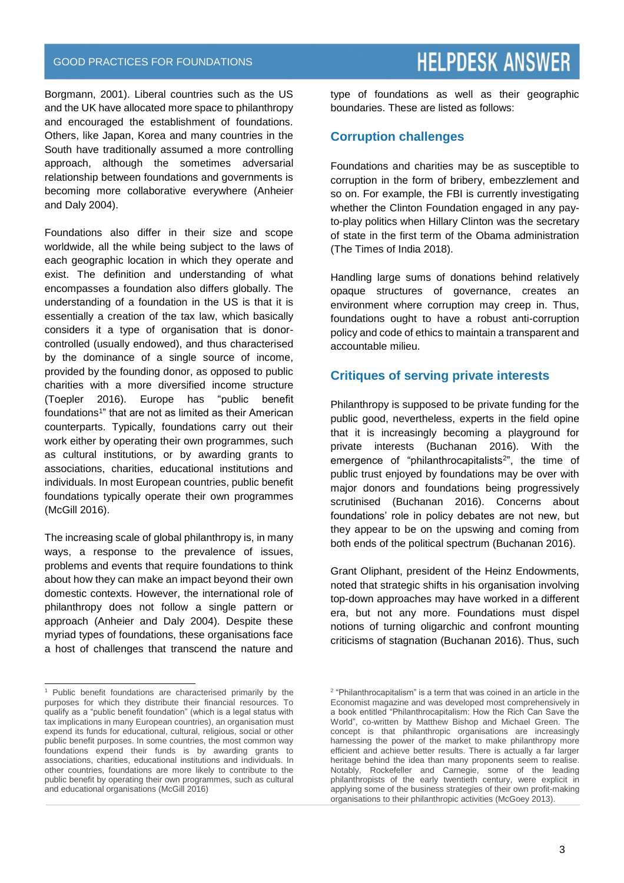Borgmann, 2001). Liberal countries such as the US and the UK have allocated more space to philanthropy and encouraged the establishment of foundations. Others, like Japan, Korea and many countries in the South have traditionally assumed a more controlling approach, although the sometimes adversarial relationship between foundations and governments is becoming more collaborative everywhere (Anheier and Daly 2004).

Foundations also differ in their size and scope worldwide, all the while being subject to the laws of each geographic location in which they operate and exist. The definition and understanding of what encompasses a foundation also differs globally. The understanding of a foundation in the US is that it is essentially a creation of the tax law, which basically considers it a type of organisation that is donor-controlled (usually endowed), and thus characterised by the dominance of a single source of income, provided by the founding donor, as opposed to public charities with a more diversified income structure (Toepler 2016). Europe has "public benefit foundations[1]" that are not as limited as their American counterparts. Typically, foundations carry out their work either by operating their own programmes, such as cultural institutions, or by awarding grants to associations, charities, educational institutions and individuals. In most European countries, public benefit foundations typically operate their own programmes (McGill 2016).

The increasing scale of global philanthropy is, in many ways, a response to the prevalence of issues, problems and events that require foundations to think about how they can make an impact beyond their own domestic contexts. However, the international role of philanthropy does not follow a single pattern or approach (Anheier and Daly 2004). Despite these myriad types of foundations, these organisations face a host of challenges that transcend the nature and type of foundations as well as their geographic boundaries. These are listed as follows:

## Corruption challenges

Foundations and charities may be as susceptible to corruption in the form of bribery, embezzlement and so on. For example, the FBI is currently investigating whether the Clinton Foundation engaged in any pay-to-play politics when Hillary Clinton was the secretary of state in the first term of the Obama administration (The Times of India 2018).

Handling large sums of donations behind relatively opaque structures of governance, creates an environment where corruption may creep in. Thus, foundations ought to have a robust anti-corruption policy and code of ethics to maintain a transparent and accountable milieu.

## Critiques of serving private interests

Philanthropy is supposed to be private funding for the public good, nevertheless, experts in the field opine that it is increasingly becoming a playground for private interests (Buchanan 2016). With the emergence of "philanthrocapitalists[2]", the time of public trust enjoyed by foundations may be over with major donors and foundations being progressively scrutinised (Buchanan 2016). Concerns about foundations' role in policy debates are not new, but they appear to be on the upswing and coming from both ends of the political spectrum (Buchanan 2016).

Grant Oliphant, president of the Heinz Endowments, noted that strategic shifts in his organisation involving top-down approaches may have worked in a different era, but not any more. Foundations must dispel notions of turning oligarchic and confront mounting criticisms of stagnation (Buchanan 2016). Thus, such

---

[1] Public benefit foundations are characterised primarily by the purposes for which they distribute their financial resources. To qualify as a "public benefit foundation" (which is a legal status with tax implications in many European countries), an organisation must expend its funds for educational, cultural, religious, social or other public benefit purposes. In some countries, the most common way foundations expend their funds is by awarding grants to associations, charities, educational institutions and individuals. In other countries, foundations are more likely to contribute to the public benefit by operating their own programmes, such as cultural and educational organisations (McGill 2016)

[2] "Philanthrocapitalism" is a term that was coined in an article in the Economist magazine and was developed most comprehensively in a book entitled "Philanthrocapitalism: How the Rich Can Save the World", co-written by Matthew Bishop and Michael Green. The concept is that philanthropic organisations are increasingly harnessing the power of the market to make philanthropy more efficient and achieve better results. There is actually a far larger heritage behind the idea than many proponents seem to realise. Notably, Rockefeller and Carnegie, some of the leading philanthropists of the early twentieth century, were explicit in applying some of the business strategies of their own profit-making organisations to their philanthropic activities (McGoey 2013).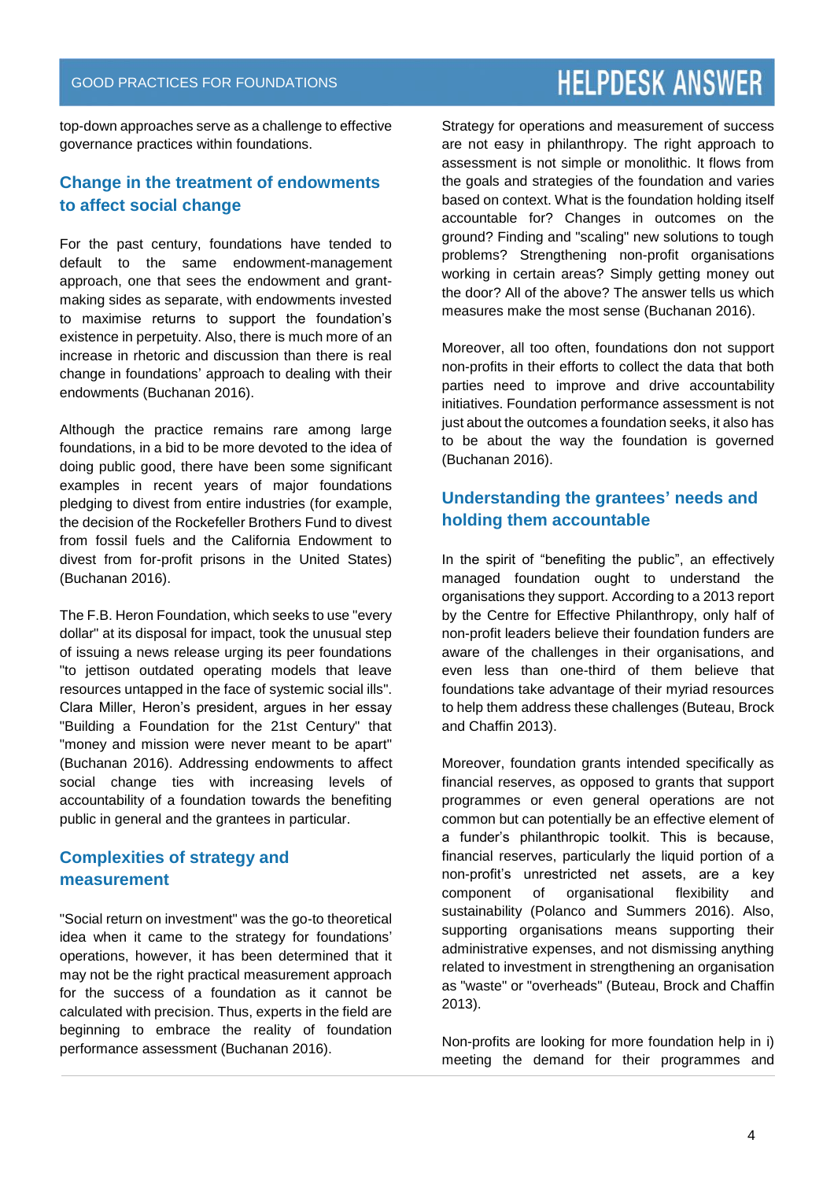top-down approaches serve as a challenge to effective governance practices within foundations.

## Change in the treatment of endowments to affect social change

For the past century, foundations have tended to default to the same endowment-management approach, one that sees the endowment and grant-making sides as separate, with endowments invested to maximise returns to support the foundation's existence in perpetuity. Also, there is much more of an increase in rhetoric and discussion than there is real change in foundations' approach to dealing with their endowments (Buchanan 2016).

Although the practice remains rare among large foundations, in a bid to be more devoted to the idea of doing public good, there have been some significant examples in recent years of major foundations pledging to divest from entire industries (for example, the decision of the Rockefeller Brothers Fund to divest from fossil fuels and the California Endowment to divest from for-profit prisons in the United States) (Buchanan 2016).

The F.B. Heron Foundation, which seeks to use "every dollar" at its disposal for impact, took the unusual step of issuing a news release urging its peer foundations "to jettison outdated operating models that leave resources untapped in the face of systemic social ills". Clara Miller, Heron's president, argues in her essay "Building a Foundation for the 21st Century" that "money and mission were never meant to be apart" (Buchanan 2016). Addressing endowments to affect social change ties with increasing levels of accountability of a foundation towards the benefiting public in general and the grantees in particular.

## Complexities of strategy and measurement

"Social return on investment" was the go-to theoretical idea when it came to the strategy for foundations' operations, however, it has been determined that it may not be the right practical measurement approach for the success of a foundation as it cannot be calculated with precision. Thus, experts in the field are beginning to embrace the reality of foundation performance assessment (Buchanan 2016).

Strategy for operations and measurement of success are not easy in philanthropy. The right approach to assessment is not simple or monolithic. It flows from the goals and strategies of the foundation and varies based on context. What is the foundation holding itself accountable for? Changes in outcomes on the ground? Finding and "scaling" new solutions to tough problems? Strengthening non-profit organisations working in certain areas? Simply getting money out the door? All of the above? The answer tells us which measures make the most sense (Buchanan 2016).

Moreover, all too often, foundations don not support non-profits in their efforts to collect the data that both parties need to improve and drive accountability initiatives. Foundation performance assessment is not just about the outcomes a foundation seeks, it also has to be about the way the foundation is governed (Buchanan 2016).

## Understanding the grantees' needs and holding them accountable

In the spirit of "benefiting the public", an effectively managed foundation ought to understand the organisations they support. According to a 2013 report by the Centre for Effective Philanthropy, only half of non-profit leaders believe their foundation funders are aware of the challenges in their organisations, and even less than one-third of them believe that foundations take advantage of their myriad resources to help them address these challenges (Buteau, Brock and Chaffin 2013).

Moreover, foundation grants intended specifically as financial reserves, as opposed to grants that support programmes or even general operations are not common but can potentially be an effective element of a funder's philanthropic toolkit. This is because, financial reserves, particularly the liquid portion of a non-profit's unrestricted net assets, are a key component of organisational flexibility and sustainability (Polanco and Summers 2016). Also, supporting organisations means supporting their administrative expenses, and not dismissing anything related to investment in strengthening an organisation as "waste" or "overheads" (Buteau, Brock and Chaffin 2013).

Non-profits are looking for more foundation help in i) meeting the demand for their programmes and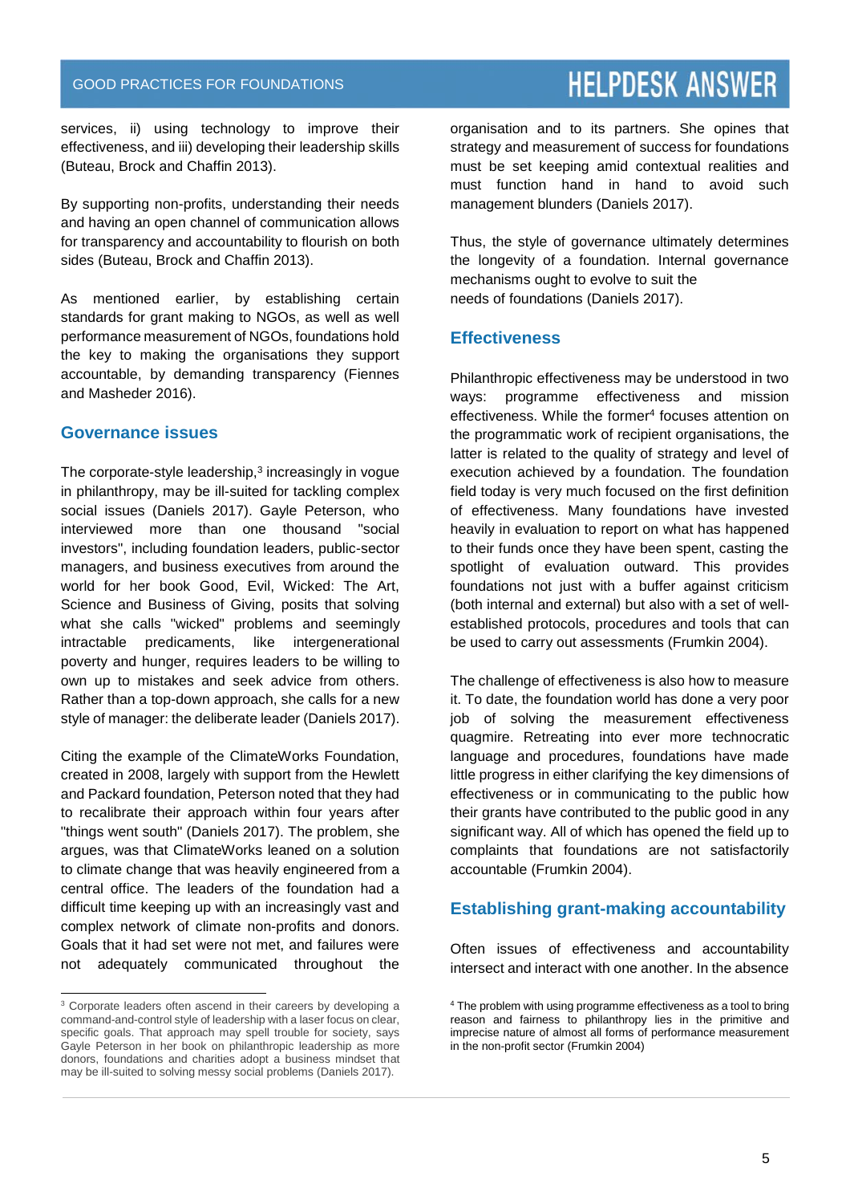services, ii) using technology to improve their effectiveness, and iii) developing their leadership skills (Buteau, Brock and Chaffin 2013).

By supporting non-profits, understanding their needs and having an open channel of communication allows for transparency and accountability to flourish on both sides (Buteau, Brock and Chaffin 2013).

As mentioned earlier, by establishing certain standards for grant making to NGOs, as well as well performance measurement of NGOs, foundations hold the key to making the organisations they support accountable, by demanding transparency (Fiennes and Masheder 2016).

## Governance issues

The corporate-style leadership,[3] increasingly in vogue in philanthropy, may be ill-suited for tackling complex social issues (Daniels 2017). Gayle Peterson, who interviewed more than one thousand "social investors", including foundation leaders, public-sector managers, and business executives from around the world for her book Good, Evil, Wicked: The Art, Science and Business of Giving, posits that solving what she calls "wicked" problems and seemingly intractable predicaments, like intergenerational poverty and hunger, requires leaders to be willing to own up to mistakes and seek advice from others. Rather than a top-down approach, she calls for a new style of manager: the deliberate leader (Daniels 2017).

Citing the example of the ClimateWorks Foundation, created in 2008, largely with support from the Hewlett and Packard foundation, Peterson noted that they had to recalibrate their approach within four years after "things went south" (Daniels 2017). The problem, she argues, was that ClimateWorks leaned on a solution to climate change that was heavily engineered from a central office. The leaders of the foundation had a difficult time keeping up with an increasingly vast and complex network of climate non-profits and donors. Goals that it had set were not met, and failures were not adequately communicated throughout the organisation and to its partners. She opines that strategy and measurement of success for foundations must be set keeping amid contextual realities and must function hand in hand to avoid such management blunders (Daniels 2017).

Thus, the style of governance ultimately determines the longevity of a foundation. Internal governance mechanisms ought to evolve to suit the needs of foundations (Daniels 2017).

## Effectiveness

Philanthropic effectiveness may be understood in two ways: programme effectiveness and mission effectiveness. While the former[4] focuses attention on the programmatic work of recipient organisations, the latter is related to the quality of strategy and level of execution achieved by a foundation. The foundation field today is very much focused on the first definition of effectiveness. Many foundations have invested heavily in evaluation to report on what has happened to their funds once they have been spent, casting the spotlight of evaluation outward. This provides foundations not just with a buffer against criticism (both internal and external) but also with a set of well-established protocols, procedures and tools that can be used to carry out assessments (Frumkin 2004).

The challenge of effectiveness is also how to measure it. To date, the foundation world has done a very poor job of solving the measurement effectiveness quagmire. Retreating into ever more technocratic language and procedures, foundations have made little progress in either clarifying the key dimensions of effectiveness or in communicating to the public how their grants have contributed to the public good in any significant way. All of which has opened the field up to complaints that foundations are not satisfactorily accountable (Frumkin 2004).

## Establishing grant-making accountability

Often issues of effectiveness and accountability intersect and interact with one another. In the absence

---

[3] Corporate leaders often ascend in their careers by developing a command-and-control style of leadership with a laser focus on clear, specific goals. That approach may spell trouble for society, says Gayle Peterson in her book on philanthropic leadership as more donors, foundations and charities adopt a business mindset that may be ill-suited to solving messy social problems (Daniels 2017).

[4] The problem with using programme effectiveness as a tool to bring reason and fairness to philanthropy lies in the primitive and imprecise nature of almost all forms of performance measurement in the non-profit sector (Frumkin 2004)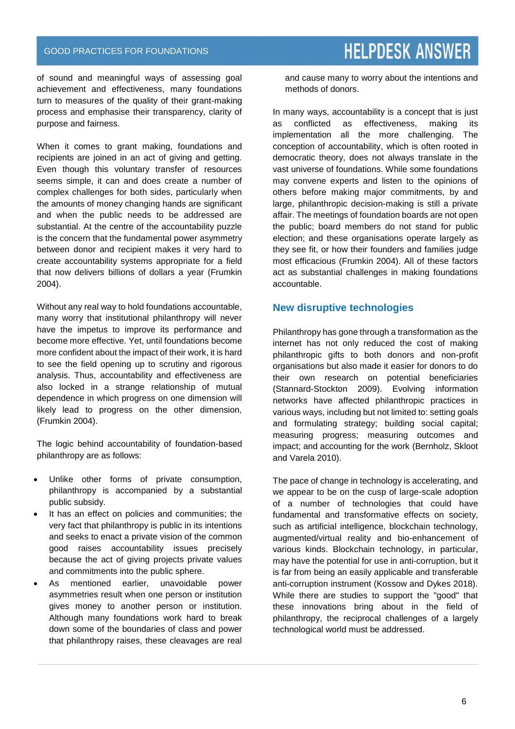of sound and meaningful ways of assessing goal achievement and effectiveness, many foundations turn to measures of the quality of their grant-making process and emphasise their transparency, clarity of purpose and fairness.

When it comes to grant making, foundations and recipients are joined in an act of giving and getting. Even though this voluntary transfer of resources seems simple, it can and does create a number of complex challenges for both sides, particularly when the amounts of money changing hands are significant and when the public needs to be addressed are substantial. At the centre of the accountability puzzle is the concern that the fundamental power asymmetry between donor and recipient makes it very hard to create accountability systems appropriate for a field that now delivers billions of dollars a year (Frumkin 2004).

Without any real way to hold foundations accountable, many worry that institutional philanthropy will never have the impetus to improve its performance and become more effective. Yet, until foundations become more confident about the impact of their work, it is hard to see the field opening up to scrutiny and rigorous analysis. Thus, accountability and effectiveness are also locked in a strange relationship of mutual dependence in which progress on one dimension will likely lead to progress on the other dimension, (Frumkin 2004).

The logic behind accountability of foundation-based philanthropy are as follows:

- Unlike other forms of private consumption, philanthropy is accompanied by a substantial public subsidy.
- It has an effect on policies and communities; the very fact that philanthropy is public in its intentions and seeks to enact a private vision of the common good raises accountability issues precisely because the act of giving projects private values and commitments into the public sphere.
- As mentioned earlier, unavoidable power asymmetries result when one person or institution gives money to another person or institution. Although many foundations work hard to break down some of the boundaries of class and power that philanthropy raises, these cleavages are real and cause many to worry about the intentions and methods of donors.

In many ways, accountability is a concept that is just as conflicted as effectiveness, making its implementation all the more challenging. The conception of accountability, which is often rooted in democratic theory, does not always translate in the vast universe of foundations. While some foundations may convene experts and listen to the opinions of others before making major commitments, by and large, philanthropic decision-making is still a private affair. The meetings of foundation boards are not open the public; board members do not stand for public election; and these organisations operate largely as they see fit, or how their founders and families judge most efficacious (Frumkin 2004). All of these factors act as substantial challenges in making foundations accountable.

## New disruptive technologies

Philanthropy has gone through a transformation as the internet has not only reduced the cost of making philanthropic gifts to both donors and non-profit organisations but also made it easier for donors to do their own research on potential beneficiaries (Stannard-Stockton 2009). Evolving information networks have affected philanthropic practices in various ways, including but not limited to: setting goals and formulating strategy; building social capital; measuring progress; measuring outcomes and impact; and accounting for the work (Bernholz, Skloot and Varela 2010).

The pace of change in technology is accelerating, and we appear to be on the cusp of large-scale adoption of a number of technologies that could have fundamental and transformative effects on society, such as artificial intelligence, blockchain technology, augmented/virtual reality and bio-enhancement of various kinds. Blockchain technology, in particular, may have the potential for use in anti-corruption, but it is far from being an easily applicable and transferable anti-corruption instrument (Kossow and Dykes 2018). While there are studies to support the "good" that these innovations bring about in the field of philanthropy, the reciprocal challenges of a largely technological world must be addressed.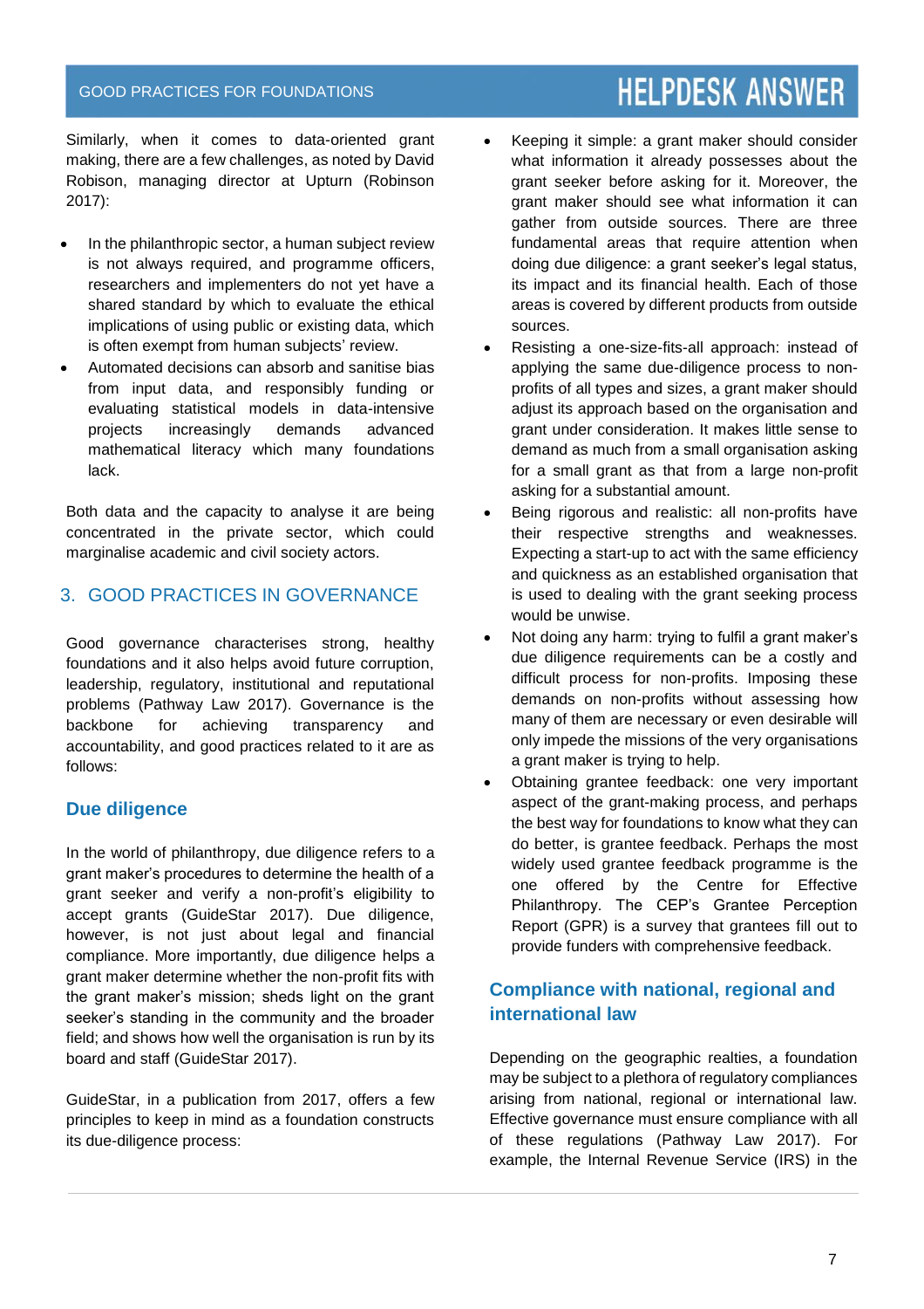Similarly, when it comes to data-oriented grant making, there are a few challenges, as noted by David Robison, managing director at Upturn (Robinson 2017):

- In the philanthropic sector, a human subject review is not always required, and programme officers, researchers and implementers do not yet have a shared standard by which to evaluate the ethical implications of using public or existing data, which is often exempt from human subjects' review.
- Automated decisions can absorb and sanitise bias from input data, and responsibly funding or evaluating statistical models in data-intensive projects increasingly demands advanced mathematical literacy which many foundations lack.

Both data and the capacity to analyse it are being concentrated in the private sector, which could marginalise academic and civil society actors.

## 3. GOOD PRACTICES IN GOVERNANCE

Good governance characterises strong, healthy foundations and it also helps avoid future corruption, leadership, regulatory, institutional and reputational problems (Pathway Law 2017). Governance is the backbone for achieving transparency and accountability, and good practices related to it are as follows:

### Due diligence

In the world of philanthropy, due diligence refers to a grant maker's procedures to determine the health of a grant seeker and verify a non-profit's eligibility to accept grants (GuideStar 2017). Due diligence, however, is not just about legal and financial compliance. More importantly, due diligence helps a grant maker determine whether the non-profit fits with the grant maker's mission; sheds light on the grant seeker's standing in the community and the broader field; and shows how well the organisation is run by its board and staff (GuideStar 2017).

GuideStar, in a publication from 2017, offers a few principles to keep in mind as a foundation constructs its due-diligence process:

- Keeping it simple: a grant maker should consider what information it already possesses about the grant seeker before asking for it. Moreover, the grant maker should see what information it can gather from outside sources. There are three fundamental areas that require attention when doing due diligence: a grant seeker's legal status, its impact and its financial health. Each of those areas is covered by different products from outside sources.
- Resisting a one-size-fits-all approach: instead of applying the same due-diligence process to non-profits of all types and sizes, a grant maker should adjust its approach based on the organisation and grant under consideration. It makes little sense to demand as much from a small organisation asking for a small grant as that from a large non-profit asking for a substantial amount.
- Being rigorous and realistic: all non-profits have their respective strengths and weaknesses. Expecting a start-up to act with the same efficiency and quickness as an established organisation that is used to dealing with the grant seeking process would be unwise.
- Not doing any harm: trying to fulfil a grant maker's due diligence requirements can be a costly and difficult process for non-profits. Imposing these demands on non-profits without assessing how many of them are necessary or even desirable will only impede the missions of the very organisations a grant maker is trying to help.
- Obtaining grantee feedback: one very important aspect of the grant-making process, and perhaps the best way for foundations to know what they can do better, is grantee feedback. Perhaps the most widely used grantee feedback programme is the one offered by the Centre for Effective Philanthropy. The CEP's Grantee Perception Report (GPR) is a survey that grantees fill out to provide funders with comprehensive feedback.

### Compliance with national, regional and international law

Depending on the geographic realties, a foundation may be subject to a plethora of regulatory compliances arising from national, regional or international law. Effective governance must ensure compliance with all of these regulations (Pathway Law 2017). For example, the Internal Revenue Service (IRS) in the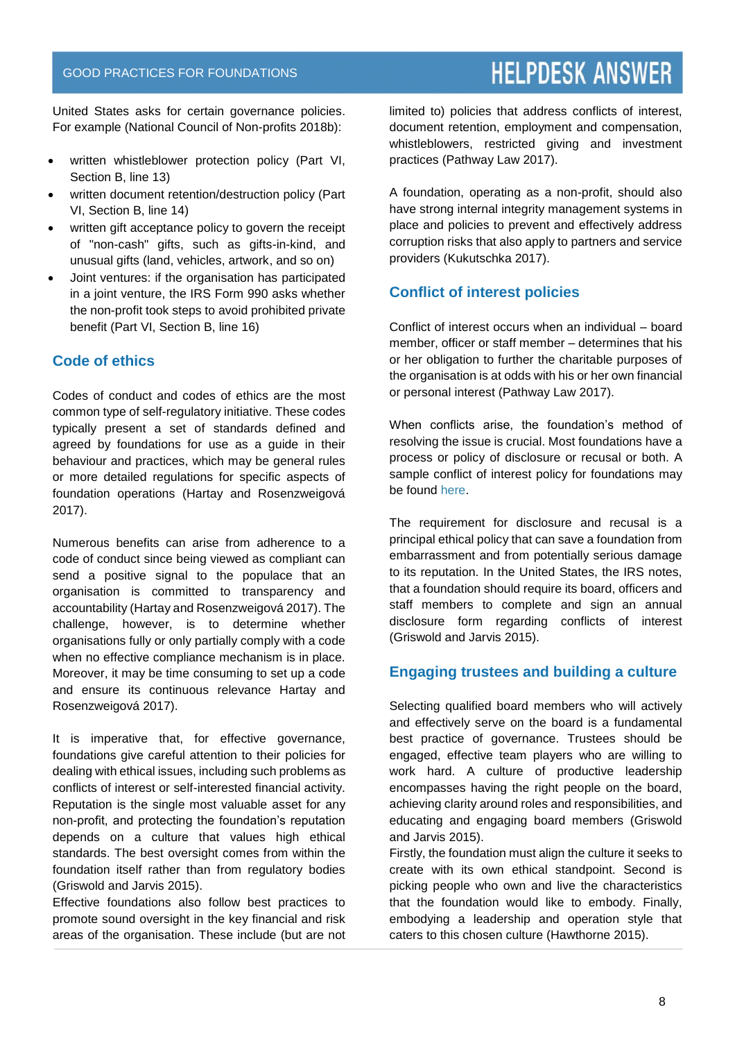United States asks for certain governance policies. For example (National Council of Non-profits 2018b):

- written whistleblower protection policy (Part VI, Section B, line 13)
- written document retention/destruction policy (Part VI, Section B, line 14)
- written gift acceptance policy to govern the receipt of "non-cash" gifts, such as gifts-in-kind, and unusual gifts (land, vehicles, artwork, and so on)
- Joint ventures: if the organisation has participated in a joint venture, the IRS Form 990 asks whether the non-profit took steps to avoid prohibited private benefit (Part VI, Section B, line 16)

## Code of ethics

Codes of conduct and codes of ethics are the most common type of self-regulatory initiative. These codes typically present a set of standards defined and agreed by foundations for use as a guide in their behaviour and practices, which may be general rules or more detailed regulations for specific aspects of foundation operations (Hartay and Rosenzweigová 2017).

Numerous benefits can arise from adherence to a code of conduct since being viewed as compliant can send a positive signal to the populace that an organisation is committed to transparency and accountability (Hartay and Rosenzweigová 2017). The challenge, however, is to determine whether organisations fully or only partially comply with a code when no effective compliance mechanism is in place. Moreover, it may be time consuming to set up a code and ensure its continuous relevance Hartay and Rosenzweigová 2017).

It is imperative that, for effective governance, foundations give careful attention to their policies for dealing with ethical issues, including such problems as conflicts of interest or self-interested financial activity. Reputation is the single most valuable asset for any non-profit, and protecting the foundation's reputation depends on a culture that values high ethical standards. The best oversight comes from within the foundation itself rather than from regulatory bodies (Griswold and Jarvis 2015).
Effective foundations also follow best practices to promote sound oversight in the key financial and risk areas of the organisation. These include (but are not limited to) policies that address conflicts of interest, document retention, employment and compensation, whistleblowers, restricted giving and investment practices (Pathway Law 2017).

A foundation, operating as a non-profit, should also have strong internal integrity management systems in place and policies to prevent and effectively address corruption risks that also apply to partners and service providers (Kukutschka 2017).

## Conflict of interest policies

Conflict of interest occurs when an individual – board member, officer or staff member – determines that his or her obligation to further the charitable purposes of the organisation is at odds with his or her own financial or personal interest (Pathway Law 2017).

When conflicts arise, the foundation's method of resolving the issue is crucial. Most foundations have a process or policy of disclosure or recusal or both. A sample conflict of interest policy for foundations may be found here.

The requirement for disclosure and recusal is a principal ethical policy that can save a foundation from embarrassment and from potentially serious damage to its reputation. In the United States, the IRS notes, that a foundation should require its board, officers and staff members to complete and sign an annual disclosure form regarding conflicts of interest (Griswold and Jarvis 2015).

## Engaging trustees and building a culture

Selecting qualified board members who will actively and effectively serve on the board is a fundamental best practice of governance. Trustees should be engaged, effective team players who are willing to work hard. A culture of productive leadership encompasses having the right people on the board, achieving clarity around roles and responsibilities, and educating and engaging board members (Griswold and Jarvis 2015).
Firstly, the foundation must align the culture it seeks to create with its own ethical standpoint. Second is picking people who own and live the characteristics that the foundation would like to embody. Finally, embodying a leadership and operation style that caters to this chosen culture (Hawthorne 2015).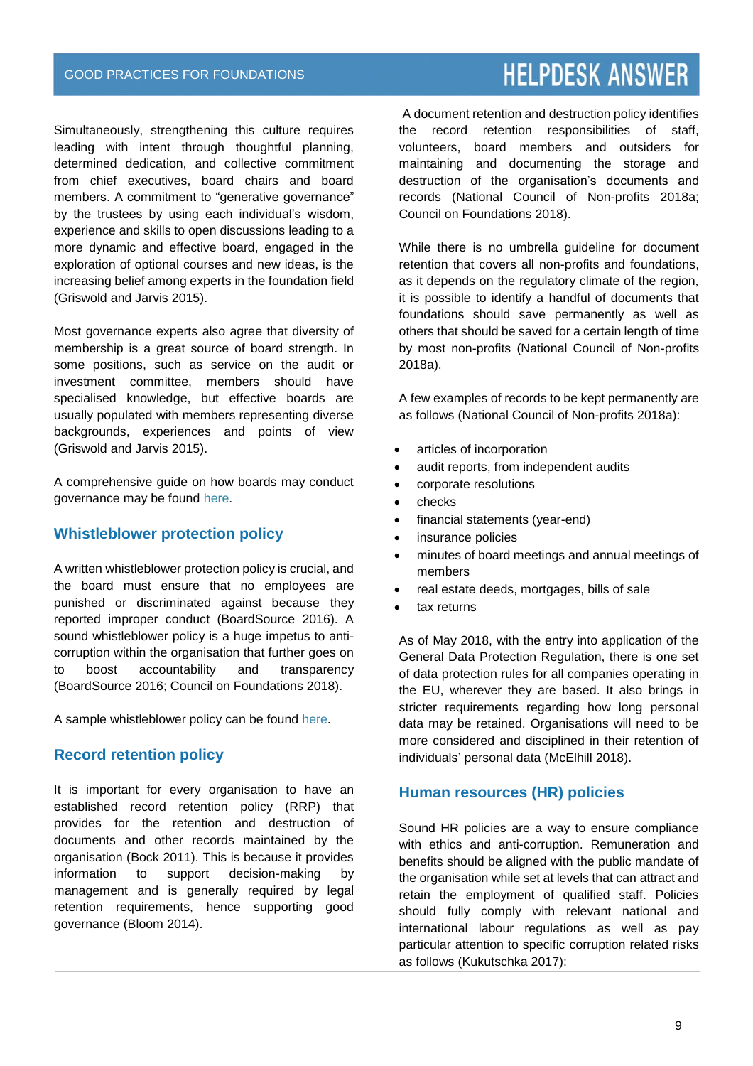Simultaneously, strengthening this culture requires leading with intent through thoughtful planning, determined dedication, and collective commitment from chief executives, board chairs and board members. A commitment to "generative governance" by the trustees by using each individual's wisdom, experience and skills to open discussions leading to a more dynamic and effective board, engaged in the exploration of optional courses and new ideas, is the increasing belief among experts in the foundation field (Griswold and Jarvis 2015).

Most governance experts also agree that diversity of membership is a great source of board strength. In some positions, such as service on the audit or investment committee, members should have specialised knowledge, but effective boards are usually populated with members representing diverse backgrounds, experiences and points of view (Griswold and Jarvis 2015).

A comprehensive guide on how boards may conduct governance may be found here.

## Whistleblower protection policy

A written whistleblower protection policy is crucial, and the board must ensure that no employees are punished or discriminated against because they reported improper conduct (BoardSource 2016). A sound whistleblower policy is a huge impetus to anti-corruption within the organisation that further goes on to boost accountability and transparency (BoardSource 2016; Council on Foundations 2018).

A sample whistleblower policy can be found here.

## Record retention policy

It is important for every organisation to have an established record retention policy (RRP) that provides for the retention and destruction of documents and other records maintained by the organisation (Bock 2011). This is because it provides information to support decision-making by management and is generally required by legal retention requirements, hence supporting good governance (Bloom 2014).

A document retention and destruction policy identifies the record retention responsibilities of staff, volunteers, board members and outsiders for maintaining and documenting the storage and destruction of the organisation's documents and records (National Council of Non-profits 2018a; Council on Foundations 2018).

While there is no umbrella guideline for document retention that covers all non-profits and foundations, as it depends on the regulatory climate of the region, it is possible to identify a handful of documents that foundations should save permanently as well as others that should be saved for a certain length of time by most non-profits (National Council of Non-profits 2018a).

A few examples of records to be kept permanently are as follows (National Council of Non-profits 2018a):

- articles of incorporation
- audit reports, from independent audits
- corporate resolutions
- checks
- financial statements (year-end)
- insurance policies
- minutes of board meetings and annual meetings of members
- real estate deeds, mortgages, bills of sale
- tax returns

As of May 2018, with the entry into application of the General Data Protection Regulation, there is one set of data protection rules for all companies operating in the EU, wherever they are based. It also brings in stricter requirements regarding how long personal data may be retained. Organisations will need to be more considered and disciplined in their retention of individuals' personal data (McElhill 2018).

## Human resources (HR) policies

Sound HR policies are a way to ensure compliance with ethics and anti-corruption. Remuneration and benefits should be aligned with the public mandate of the organisation while set at levels that can attract and retain the employment of qualified staff. Policies should fully comply with relevant national and international labour regulations as well as pay particular attention to specific corruption related risks as follows (Kukutschka 2017):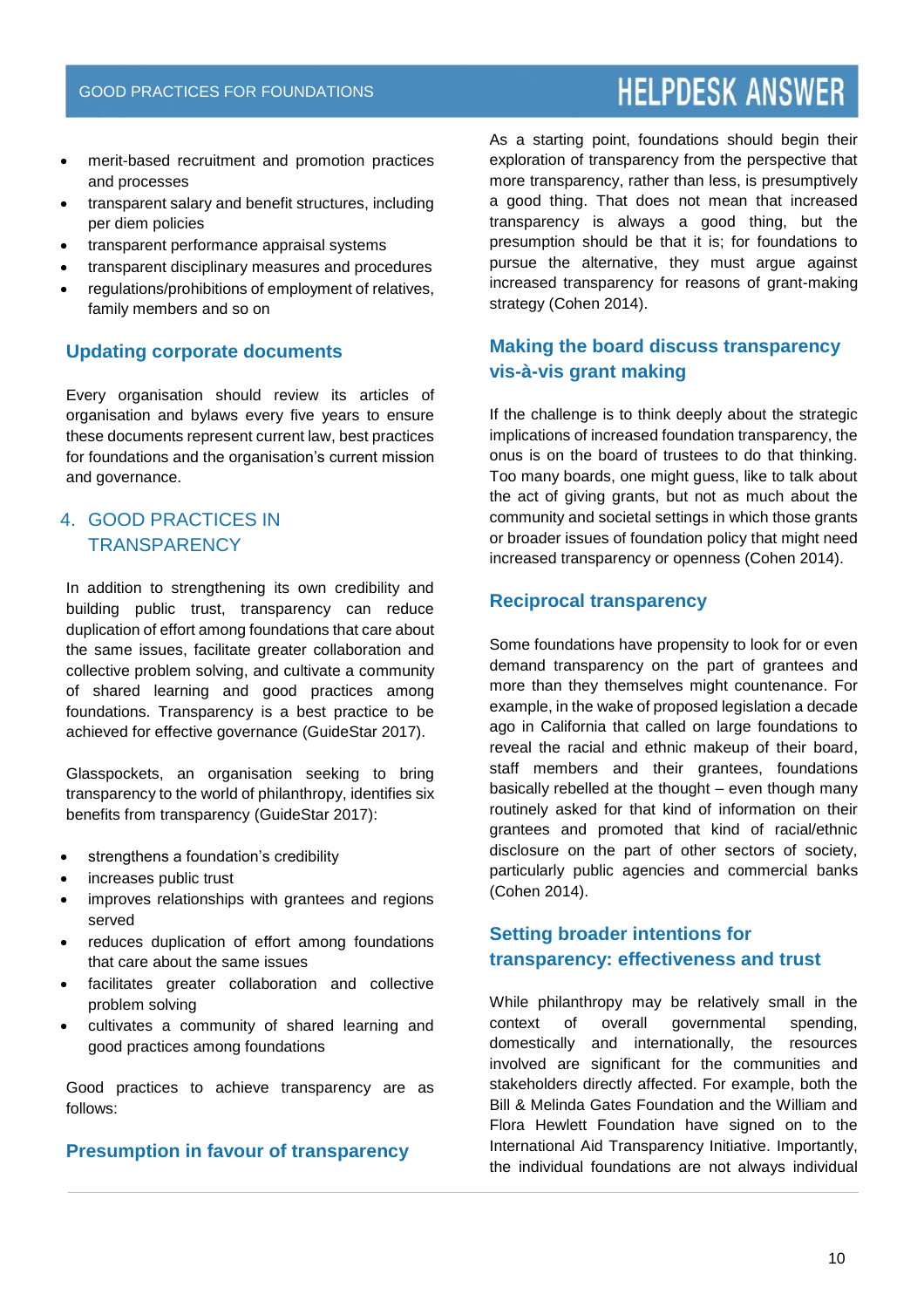- merit-based recruitment and promotion practices and processes
- transparent salary and benefit structures, including per diem policies
- transparent performance appraisal systems
- transparent disciplinary measures and procedures
- regulations/prohibitions of employment of relatives, family members and so on

### Updating corporate documents

Every organisation should review its articles of organisation and bylaws every five years to ensure these documents represent current law, best practices for foundations and the organisation's current mission and governance.

## 4. GOOD PRACTICES IN TRANSPARENCY

In addition to strengthening its own credibility and building public trust, transparency can reduce duplication of effort among foundations that care about the same issues, facilitate greater collaboration and collective problem solving, and cultivate a community of shared learning and good practices among foundations. Transparency is a best practice to be achieved for effective governance (GuideStar 2017).

Glasspockets, an organisation seeking to bring transparency to the world of philanthropy, identifies six benefits from transparency (GuideStar 2017):

- strengthens a foundation's credibility
- increases public trust
- improves relationships with grantees and regions served
- reduces duplication of effort among foundations that care about the same issues
- facilitates greater collaboration and collective problem solving
- cultivates a community of shared learning and good practices among foundations

Good practices to achieve transparency are as follows:

### Presumption in favour of transparency

As a starting point, foundations should begin their exploration of transparency from the perspective that more transparency, rather than less, is presumptively a good thing. That does not mean that increased transparency is always a good thing, but the presumption should be that it is; for foundations to pursue the alternative, they must argue against increased transparency for reasons of grant-making strategy (Cohen 2014).

### Making the board discuss transparency vis-à-vis grant making

If the challenge is to think deeply about the strategic implications of increased foundation transparency, the onus is on the board of trustees to do that thinking. Too many boards, one might guess, like to talk about the act of giving grants, but not as much about the community and societal settings in which those grants or broader issues of foundation policy that might need increased transparency or openness (Cohen 2014).

### Reciprocal transparency

Some foundations have propensity to look for or even demand transparency on the part of grantees and more than they themselves might countenance. For example, in the wake of proposed legislation a decade ago in California that called on large foundations to reveal the racial and ethnic makeup of their board, staff members and their grantees, foundations basically rebelled at the thought – even though many routinely asked for that kind of information on their grantees and promoted that kind of racial/ethnic disclosure on the part of other sectors of society, particularly public agencies and commercial banks (Cohen 2014).

### Setting broader intentions for transparency: effectiveness and trust

While philanthropy may be relatively small in the context of overall governmental spending, domestically and internationally, the resources involved are significant for the communities and stakeholders directly affected. For example, both the Bill & Melinda Gates Foundation and the William and Flora Hewlett Foundation have signed on to the International Aid Transparency Initiative. Importantly, the individual foundations are not always individual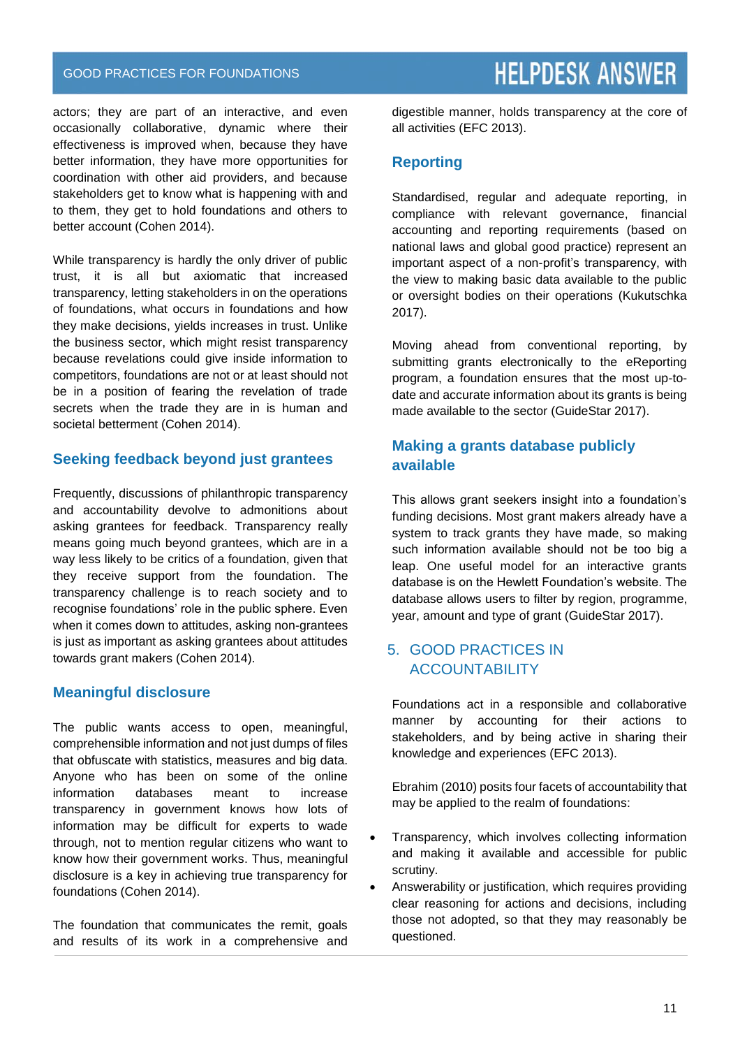actors; they are part of an interactive, and even occasionally collaborative, dynamic where their effectiveness is improved when, because they have better information, they have more opportunities for coordination with other aid providers, and because stakeholders get to know what is happening with and to them, they get to hold foundations and others to better account (Cohen 2014).

While transparency is hardly the only driver of public trust, it is all but axiomatic that increased transparency, letting stakeholders in on the operations of foundations, what occurs in foundations and how they make decisions, yields increases in trust. Unlike the business sector, which might resist transparency because revelations could give inside information to competitors, foundations are not or at least should not be in a position of fearing the revelation of trade secrets when the trade they are in is human and societal betterment (Cohen 2014).

### Seeking feedback beyond just grantees

Frequently, discussions of philanthropic transparency and accountability devolve to admonitions about asking grantees for feedback. Transparency really means going much beyond grantees, which are in a way less likely to be critics of a foundation, given that they receive support from the foundation. The transparency challenge is to reach society and to recognise foundations' role in the public sphere. Even when it comes down to attitudes, asking non-grantees is just as important as asking grantees about attitudes towards grant makers (Cohen 2014).

### Meaningful disclosure

The public wants access to open, meaningful, comprehensible information and not just dumps of files that obfuscate with statistics, measures and big data. Anyone who has been on some of the online information databases meant to increase transparency in government knows how lots of information may be difficult for experts to wade through, not to mention regular citizens who want to know how their government works. Thus, meaningful disclosure is a key in achieving true transparency for foundations (Cohen 2014).

The foundation that communicates the remit, goals and results of its work in a comprehensive and digestible manner, holds transparency at the core of all activities (EFC 2013).

### Reporting

Standardised, regular and adequate reporting, in compliance with relevant governance, financial accounting and reporting requirements (based on national laws and global good practice) represent an important aspect of a non-profit's transparency, with the view to making basic data available to the public or oversight bodies on their operations (Kukutschka 2017).

Moving ahead from conventional reporting, by submitting grants electronically to the eReporting program, a foundation ensures that the most up-to-date and accurate information about its grants is being made available to the sector (GuideStar 2017).

### Making a grants database publicly available

This allows grant seekers insight into a foundation's funding decisions. Most grant makers already have a system to track grants they have made, so making such information available should not be too big a leap. One useful model for an interactive grants database is on the Hewlett Foundation's website. The database allows users to filter by region, programme, year, amount and type of grant (GuideStar 2017).

## 5. GOOD PRACTICES IN ACCOUNTABILITY

Foundations act in a responsible and collaborative manner by accounting for their actions to stakeholders, and by being active in sharing their knowledge and experiences (EFC 2013).

Ebrahim (2010) posits four facets of accountability that may be applied to the realm of foundations:

- Transparency, which involves collecting information and making it available and accessible for public scrutiny.
- Answerability or justification, which requires providing clear reasoning for actions and decisions, including those not adopted, so that they may reasonably be questioned.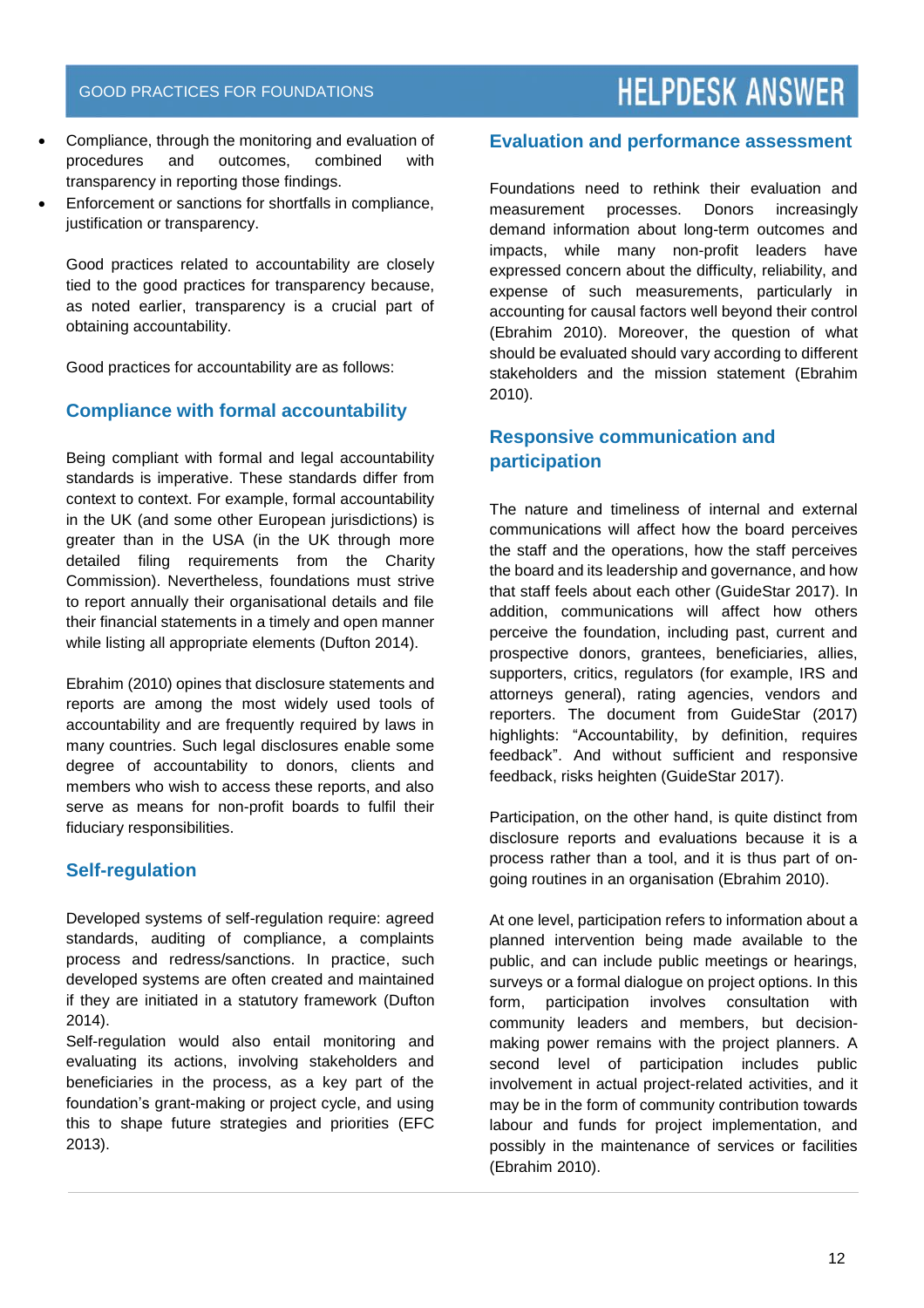- Compliance, through the monitoring and evaluation of procedures and outcomes, combined with transparency in reporting those findings.
- Enforcement or sanctions for shortfalls in compliance, justification or transparency.

Good practices related to accountability are closely tied to the good practices for transparency because, as noted earlier, transparency is a crucial part of obtaining accountability.

Good practices for accountability are as follows:

### Compliance with formal accountability

Being compliant with formal and legal accountability standards is imperative. These standards differ from context to context. For example, formal accountability in the UK (and some other European jurisdictions) is greater than in the USA (in the UK through more detailed filing requirements from the Charity Commission). Nevertheless, foundations must strive to report annually their organisational details and file their financial statements in a timely and open manner while listing all appropriate elements (Dufton 2014).

Ebrahim (2010) opines that disclosure statements and reports are among the most widely used tools of accountability and are frequently required by laws in many countries. Such legal disclosures enable some degree of accountability to donors, clients and members who wish to access these reports, and also serve as means for non-profit boards to fulfil their fiduciary responsibilities.

### Self-regulation

Developed systems of self-regulation require: agreed standards, auditing of compliance, a complaints process and redress/sanctions. In practice, such developed systems are often created and maintained if they are initiated in a statutory framework (Dufton 2014).

Self-regulation would also entail monitoring and evaluating its actions, involving stakeholders and beneficiaries in the process, as a key part of the foundation's grant-making or project cycle, and using this to shape future strategies and priorities (EFC 2013).

### Evaluation and performance assessment

Foundations need to rethink their evaluation and measurement processes. Donors increasingly demand information about long-term outcomes and impacts, while many non-profit leaders have expressed concern about the difficulty, reliability, and expense of such measurements, particularly in accounting for causal factors well beyond their control (Ebrahim 2010). Moreover, the question of what should be evaluated should vary according to different stakeholders and the mission statement (Ebrahim 2010).

### Responsive communication and participation

The nature and timeliness of internal and external communications will affect how the board perceives the staff and the operations, how the staff perceives the board and its leadership and governance, and how that staff feels about each other (GuideStar 2017). In addition, communications will affect how others perceive the foundation, including past, current and prospective donors, grantees, beneficiaries, allies, supporters, critics, regulators (for example, IRS and attorneys general), rating agencies, vendors and reporters. The document from GuideStar (2017) highlights: "Accountability, by definition, requires feedback". And without sufficient and responsive feedback, risks heighten (GuideStar 2017).

Participation, on the other hand, is quite distinct from disclosure reports and evaluations because it is a process rather than a tool, and it is thus part of on-going routines in an organisation (Ebrahim 2010).

At one level, participation refers to information about a planned intervention being made available to the public, and can include public meetings or hearings, surveys or a formal dialogue on project options. In this form, participation involves consultation with community leaders and members, but decision-making power remains with the project planners. A second level of participation includes public involvement in actual project-related activities, and it may be in the form of community contribution towards labour and funds for project implementation, and possibly in the maintenance of services or facilities (Ebrahim 2010).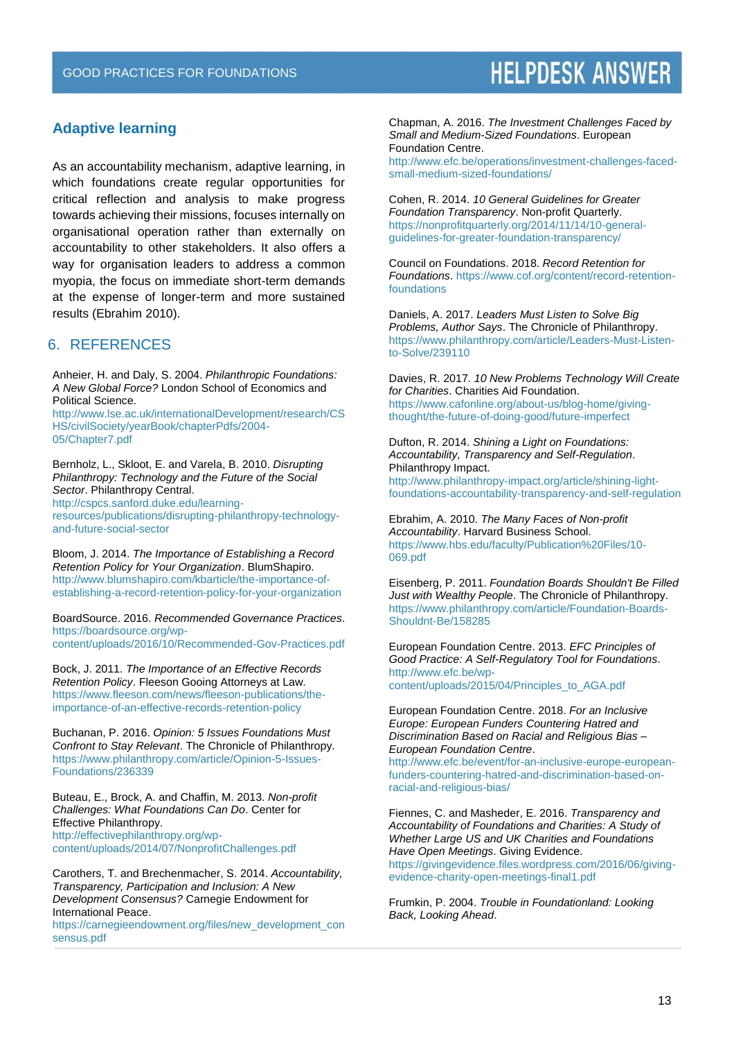### Adaptive learning

As an accountability mechanism, adaptive learning, in which foundations create regular opportunities for critical reflection and analysis to make progress towards achieving their missions, focuses internally on organisational operation rather than externally on accountability to other stakeholders. It also offers a way for organisation leaders to address a common myopia, the focus on immediate short-term demands at the expense of longer-term and more sustained results (Ebrahim 2010).

## 6. REFERENCES

Anheier, H. and Daly, S. 2004. *Philanthropic Foundations: A New Global Force?* London School of Economics and Political Science. http://www.lse.ac.uk/internationalDevelopment/research/CSHS/civilSociety/yearBook/chapterPdfs/2004-05/Chapter7.pdf

Bernholz, L., Skloot, E. and Varela, B. 2010. *Disrupting Philanthropy: Technology and the Future of the Social Sector*. Philanthropy Central. http://cspcs.sanford.duke.edu/learning-resources/publications/disrupting-philanthropy-technology-and-future-social-sector

Bloom, J. 2014. *The Importance of Establishing a Record Retention Policy for Your Organization*. BlumShapiro. http://www.blumshapiro.com/kbarticle/the-importance-of-establishing-a-record-retention-policy-for-your-organization

BoardSource. 2016. *Recommended Governance Practices*. https://boardsource.org/wp-content/uploads/2016/10/Recommended-Gov-Practices.pdf

Bock, J. 2011. *The Importance of an Effective Records Retention Policy*. Fleeson Gooing Attorneys at Law. https://www.fleeson.com/news/fleeson-publications/the-importance-of-an-effective-records-retention-policy

Buchanan, P. 2016. *Opinion: 5 Issues Foundations Must Confront to Stay Relevant*. The Chronicle of Philanthropy. https://www.philanthropy.com/article/Opinion-5-Issues-Foundations/236339

Buteau, E., Brock, A. and Chaffin, M. 2013. *Non-profit Challenges: What Foundations Can Do*. Center for Effective Philanthropy. http://effectivephilanthropy.org/wp-content/uploads/2014/07/NonprofitChallenges.pdf

Carothers, T. and Brechenmacher, S. 2014. *Accountability, Transparency, Participation and Inclusion: A New Development Consensus?* Carnegie Endowment for International Peace. https://carnegieendowment.org/files/new_development_consensus.pdf

Chapman, A. 2016. *The Investment Challenges Faced by Small and Medium-Sized Foundations*. European Foundation Centre. http://www.efc.be/operations/investment-challenges-faced-small-medium-sized-foundations/

Cohen, R. 2014. *10 General Guidelines for Greater Foundation Transparency*. Non-profit Quarterly. https://nonprofitquarterly.org/2014/11/14/10-general-guidelines-for-greater-foundation-transparency/

Council on Foundations. 2018. *Record Retention for Foundations*. https://www.cof.org/content/record-retention-foundations

Daniels, A. 2017. *Leaders Must Listen to Solve Big Problems, Author Says*. The Chronicle of Philanthropy. https://www.philanthropy.com/article/Leaders-Must-Listen-to-Solve/239110

Davies, R. 2017. *10 New Problems Technology Will Create for Charities*. Charities Aid Foundation. https://www.cafonline.org/about-us/blog-home/giving-thought/the-future-of-doing-good/future-imperfect

Dufton, R. 2014. *Shining a Light on Foundations: Accountability, Transparency and Self-Regulation*. Philanthropy Impact. http://www.philanthropy-impact.org/article/shining-light-foundations-accountability-transparency-and-self-regulation

Ebrahim, A. 2010. *The Many Faces of Non-profit Accountability*. Harvard Business School. https://www.hbs.edu/faculty/Publication%20Files/10-069.pdf

Eisenberg, P. 2011. *Foundation Boards Shouldn't Be Filled Just with Wealthy People*. The Chronicle of Philanthropy. https://www.philanthropy.com/article/Foundation-Boards-Shouldnt-Be/158285

European Foundation Centre. 2013. *EFC Principles of Good Practice: A Self-Regulatory Tool for Foundations*. http://www.efc.be/wp-content/uploads/2015/04/Principles_to_AGA.pdf

European Foundation Centre. 2018. *For an Inclusive Europe: European Funders Countering Hatred and Discrimination Based on Racial and Religious Bias – European Foundation Centre*. http://www.efc.be/event/for-an-inclusive-europe-european-funders-countering-hatred-and-discrimination-based-on-racial-and-religious-bias/

Fiennes, C. and Masheder, E. 2016. *Transparency and Accountability of Foundations and Charities: A Study of Whether Large US and UK Charities and Foundations Have Open Meetings*. Giving Evidence. https://givingevidence.files.wordpress.com/2016/06/giving-evidence-charity-open-meetings-final1.pdf

Frumkin, P. 2004. *Trouble in Foundationland: Looking Back, Looking Ahead*.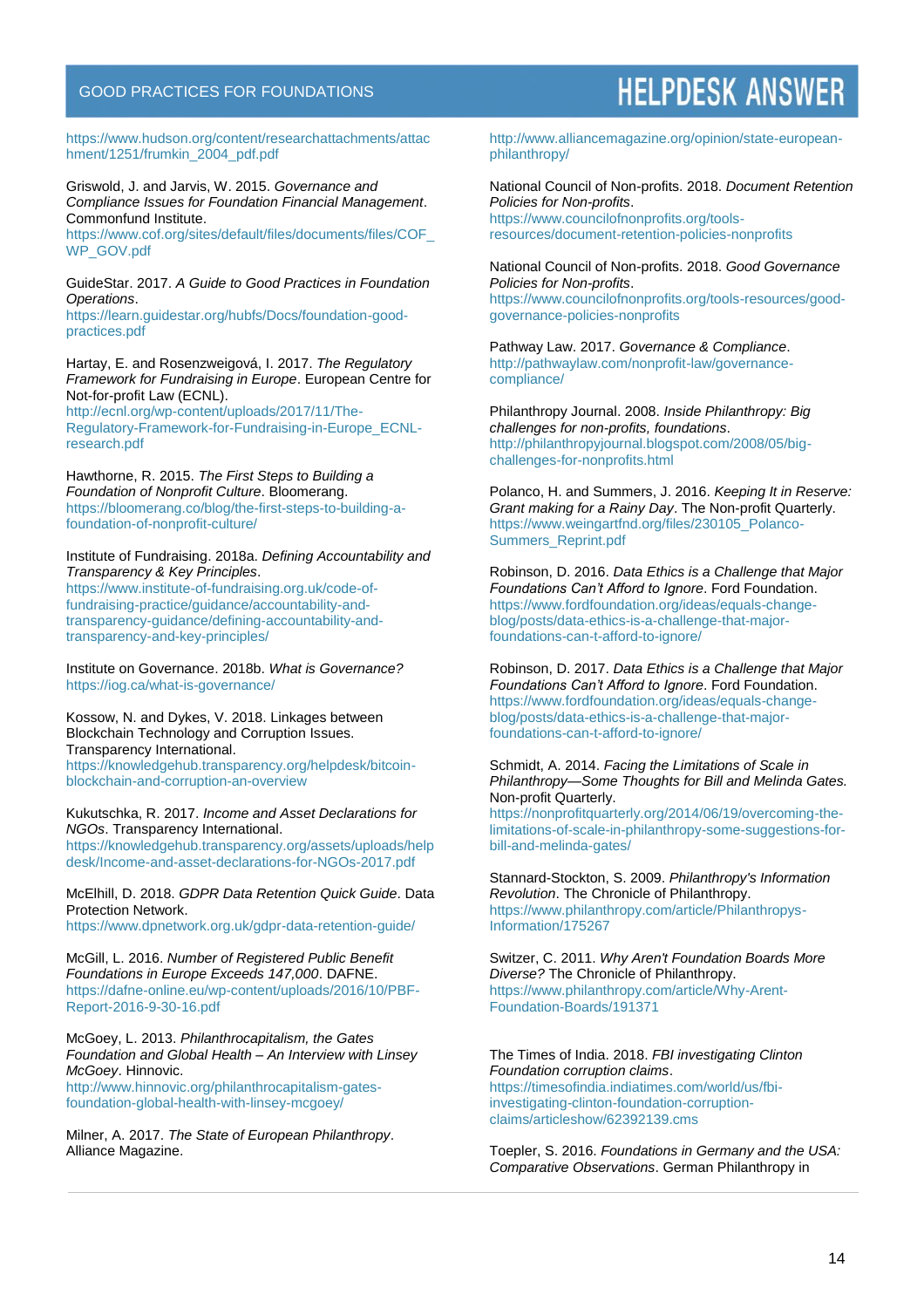https://www.hudson.org/content/researchattachments/attachment/1251/frumkin_2004_pdf.pdf

Griswold, J. and Jarvis, W. 2015. *Governance and Compliance Issues for Foundation Financial Management*. Commonfund Institute.
https://www.cof.org/sites/default/files/documents/files/COF_WP_GOV.pdf

GuideStar. 2017. *A Guide to Good Practices in Foundation Operations*.
https://learn.guidestar.org/hubfs/Docs/foundation-good-practices.pdf

Hartay, E. and Rosenzweigová, I. 2017. *The Regulatory Framework for Fundraising in Europe*. European Centre for Not-for-profit Law (ECNL).
http://ecnl.org/wp-content/uploads/2017/11/The-Regulatory-Framework-for-Fundraising-in-Europe_ECNL-research.pdf

Hawthorne, R. 2015. *The First Steps to Building a Foundation of Nonprofit Culture*. Bloomerang.
https://bloomerang.co/blog/the-first-steps-to-building-a-foundation-of-nonprofit-culture/

Institute of Fundraising. 2018a. *Defining Accountability and Transparency & Key Principles*.
https://www.institute-of-fundraising.org.uk/code-of-fundraising-practice/guidance/accountability-and-transparency-guidance/defining-accountability-and-transparency-and-key-principles/

Institute on Governance. 2018b. *What is Governance?*
https://iog.ca/what-is-governance/

Kossow, N. and Dykes, V. 2018. Linkages between Blockchain Technology and Corruption Issues. Transparency International.
https://knowledgehub.transparency.org/helpdesk/bitcoin-blockchain-and-corruption-an-overview

Kukutschka, R. 2017. *Income and Asset Declarations for NGOs*. Transparency International.
https://knowledgehub.transparency.org/assets/uploads/helpdesk/Income-and-asset-declarations-for-NGOs-2017.pdf

McElhill, D. 2018. *GDPR Data Retention Quick Guide*. Data Protection Network.
https://www.dpnetwork.org.uk/gdpr-data-retention-guide/

McGill, L. 2016. *Number of Registered Public Benefit Foundations in Europe Exceeds 147,000*. DAFNE.
https://dafne-online.eu/wp-content/uploads/2016/10/PBF-Report-2016-9-30-16.pdf

McGoey, L. 2013. *Philanthrocapitalism, the Gates Foundation and Global Health – An Interview with Linsey McGoey*. Hinnovic.
http://www.hinnovic.org/philanthrocapitalism-gates-foundation-global-health-with-linsey-mcgoey/

Milner, A. 2017. *The State of European Philanthropy*. Alliance Magazine.
http://www.alliancemagazine.org/opinion/state-european-philanthropy/

National Council of Non-profits. 2018. *Document Retention Policies for Non-profits*.
https://www.councilofnonprofits.org/tools-resources/document-retention-policies-nonprofits

National Council of Non-profits. 2018. *Good Governance Policies for Non-profits*.
https://www.councilofnonprofits.org/tools-resources/good-governance-policies-nonprofits

Pathway Law. 2017. *Governance & Compliance*.
http://pathwaylaw.com/nonprofit-law/governance-compliance/

Philanthropy Journal. 2008. *Inside Philanthropy: Big challenges for non-profits, foundations*.
http://philanthropyjournal.blogspot.com/2008/05/big-challenges-for-nonprofits.html

Polanco, H. and Summers, J. 2016. *Keeping It in Reserve: Grant making for a Rainy Day*. The Non-profit Quarterly.
https://www.weingartfnd.org/files/230105_Polanco-Summers_Reprint.pdf

Robinson, D. 2016. *Data Ethics is a Challenge that Major Foundations Can't Afford to Ignore*. Ford Foundation.
https://www.fordfoundation.org/ideas/equals-change-blog/posts/data-ethics-is-a-challenge-that-major-foundations-can-t-afford-to-ignore/

Robinson, D. 2017. *Data Ethics is a Challenge that Major Foundations Can't Afford to Ignore*. Ford Foundation.
https://www.fordfoundation.org/ideas/equals-change-blog/posts/data-ethics-is-a-challenge-that-major-foundations-can-t-afford-to-ignore/

Schmidt, A. 2014. *Facing the Limitations of Scale in Philanthropy—Some Thoughts for Bill and Melinda Gates*. Non-profit Quarterly.
https://nonprofitquarterly.org/2014/06/19/overcoming-the-limitations-of-scale-in-philanthropy-some-suggestions-for-bill-and-melinda-gates/

Stannard-Stockton, S. 2009. *Philanthropy's Information Revolution*. The Chronicle of Philanthropy.
https://www.philanthropy.com/article/Philanthropys-Information/175267

Switzer, C. 2011. *Why Aren't Foundation Boards More Diverse?* The Chronicle of Philanthropy.
https://www.philanthropy.com/article/Why-Arent-Foundation-Boards/191371

The Times of India. 2018. *FBI investigating Clinton Foundation corruption claims*.
https://timesofindia.indiatimes.com/world/us/fbi-investigating-clinton-foundation-corruption-claims/articleshow/62392139.cms

Toepler, S. 2016. *Foundations in Germany and the USA: Comparative Observations*. German Philanthropy in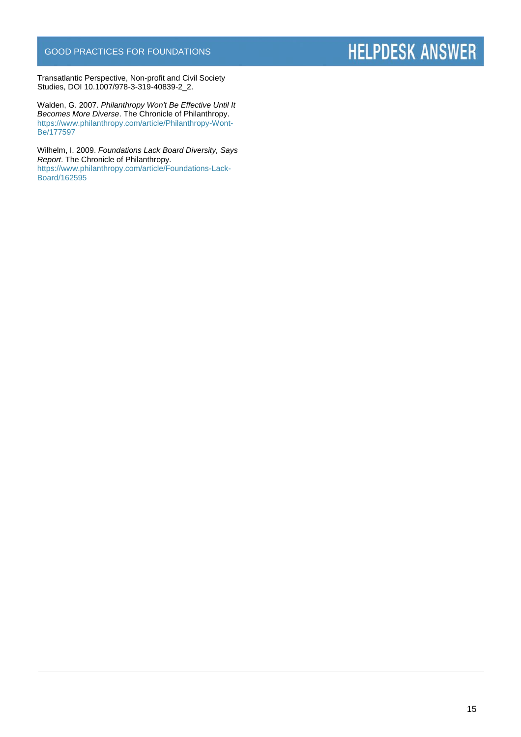Transatlantic Perspective, Non-profit and Civil Society Studies, DOI 10.1007/978-3-319-40839-2_2.

Walden, G. 2007. *Philanthropy Won't Be Effective Until It Becomes More Diverse*. The Chronicle of Philanthropy. https://www.philanthropy.com/article/Philanthropy-Wont-Be/177597

Wilhelm, I. 2009. *Foundations Lack Board Diversity, Says Report*. The Chronicle of Philanthropy. https://www.philanthropy.com/article/Foundations-Lack-Board/162595